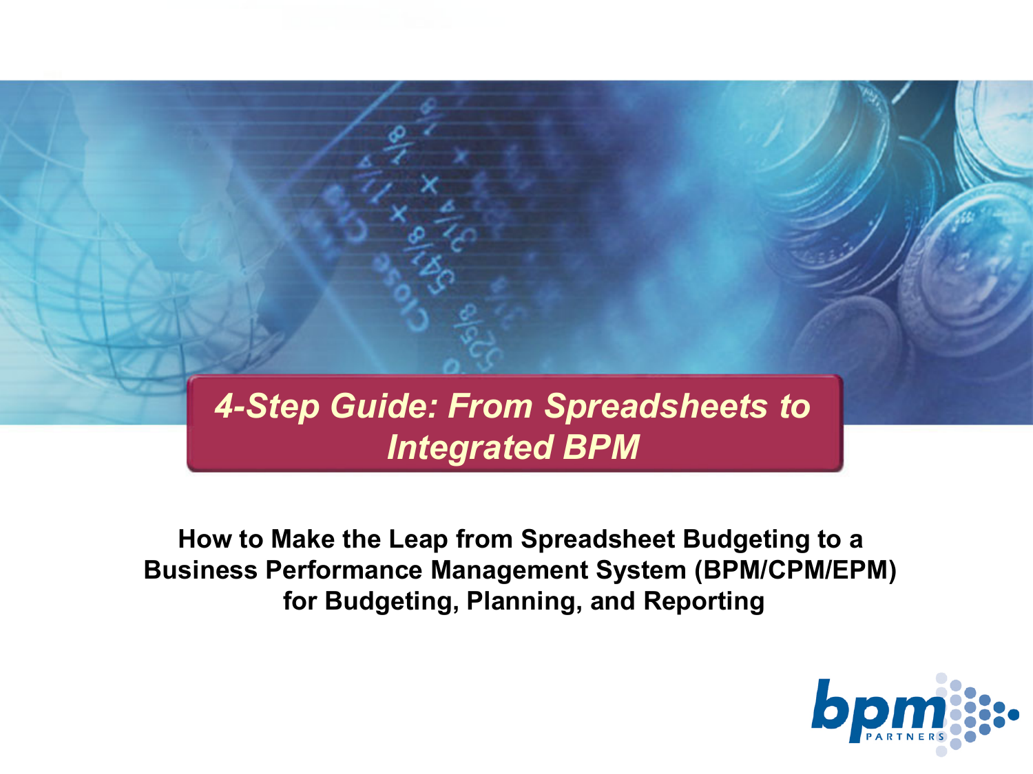# 4-Step Guide: From Spreadsheets to Integrated BPM

**How to Make the Leap from Spreadsheet Budgeting to a Business Performance Management System (BPM/CPM/EPM) for Budgeting, Planning, and Reporting**

bpm PARTNERS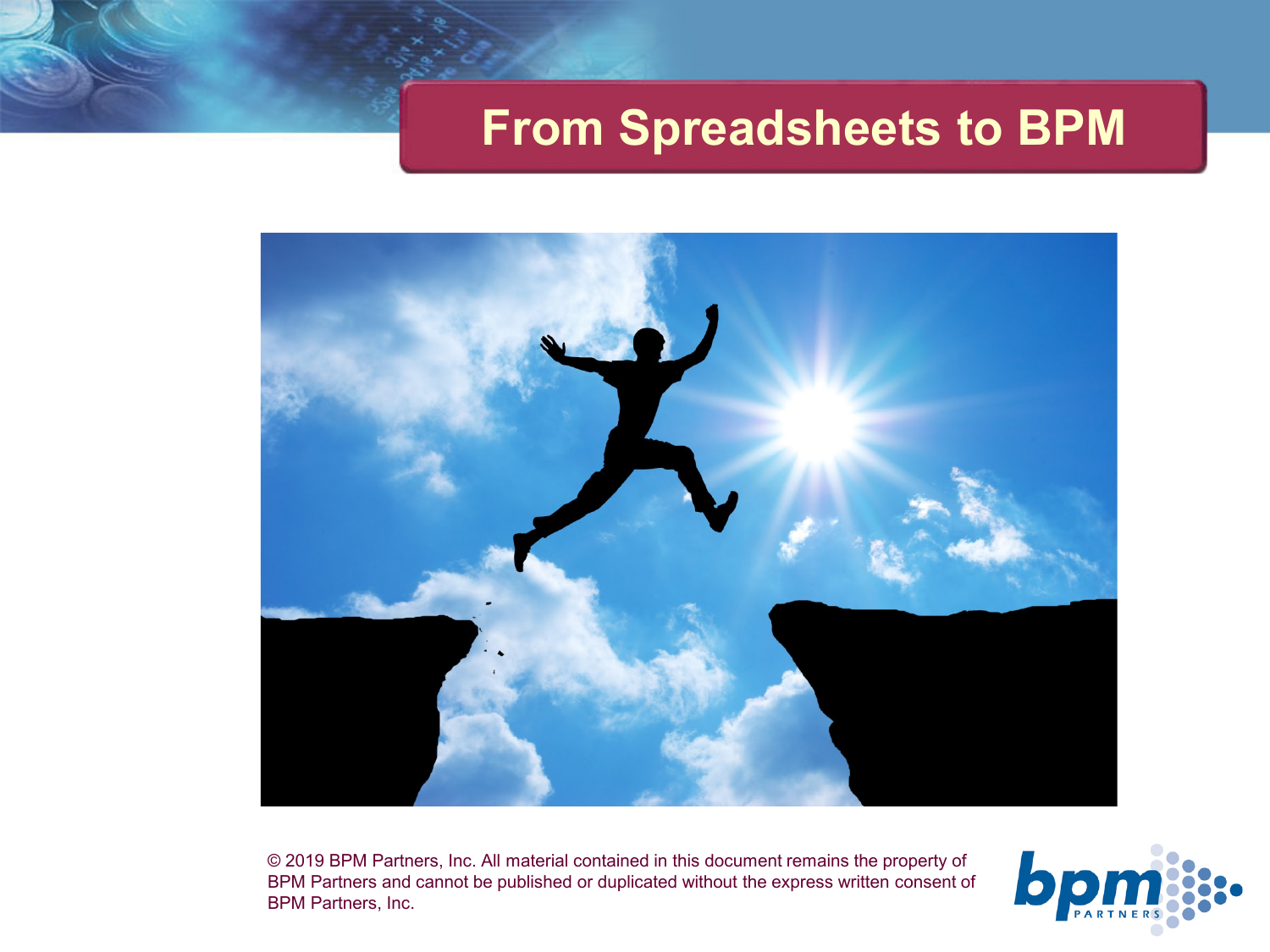# From Spreadsheets to BPM

© 2019 BPM Partners, Inc. All material contained in this document remains the property of BPM Partners and cannot be published or duplicated without the express written consent of BPM Partners, Inc.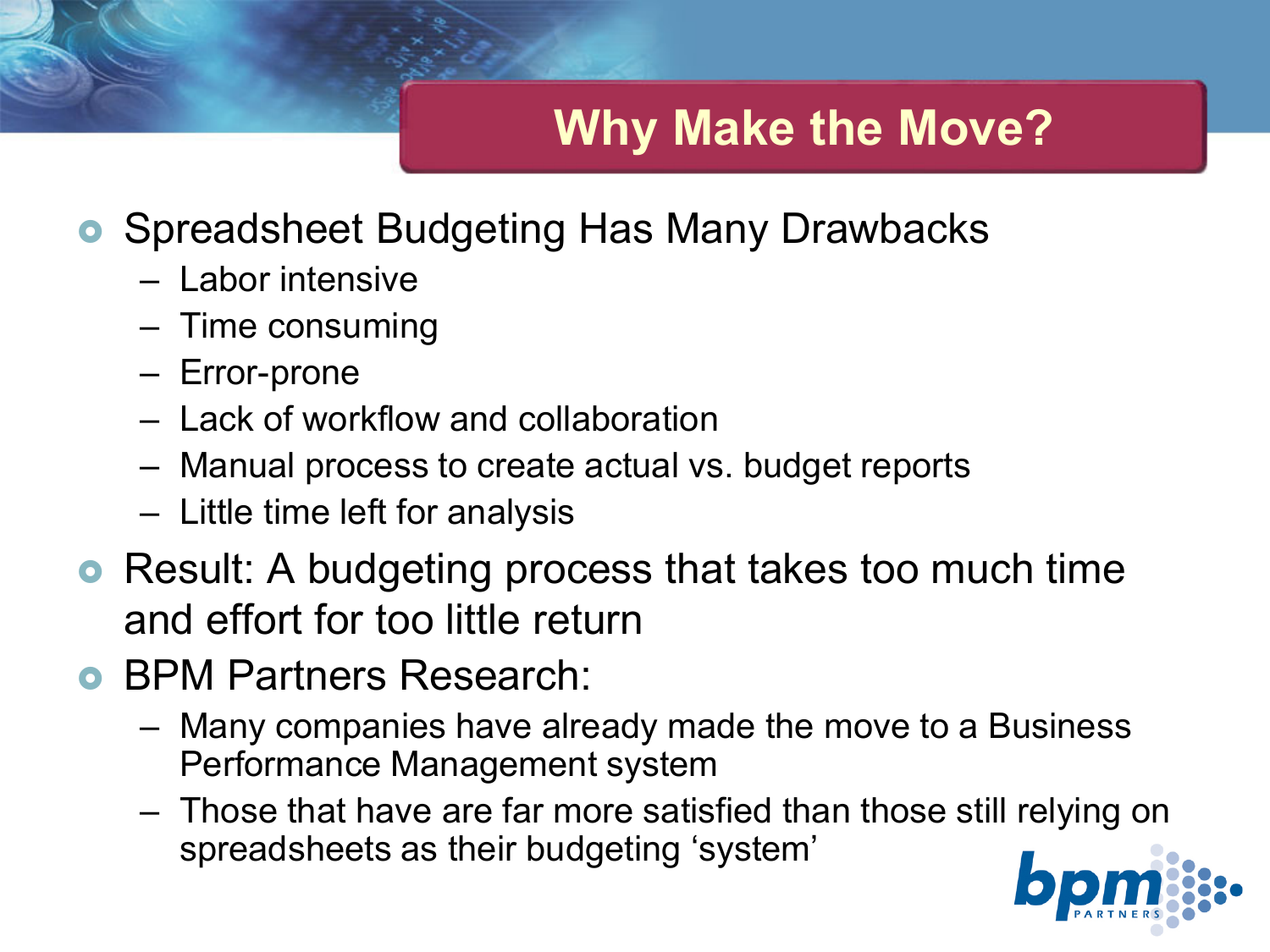# Why Make the Move?

- Spreadsheet Budgeting Has Many Drawbacks
  - Labor intensive
  - Time consuming
  - Error-prone
  - Lack of workflow and collaboration
  - Manual process to create actual vs. budget reports
  - Little time left for analysis
- Result: A budgeting process that takes too much time and effort for too little return
- BPM Partners Research:
  - Many companies have already made the move to a Business Performance Management system
  - Those that have are far more satisfied than those still relying on spreadsheets as their budgeting ‘system’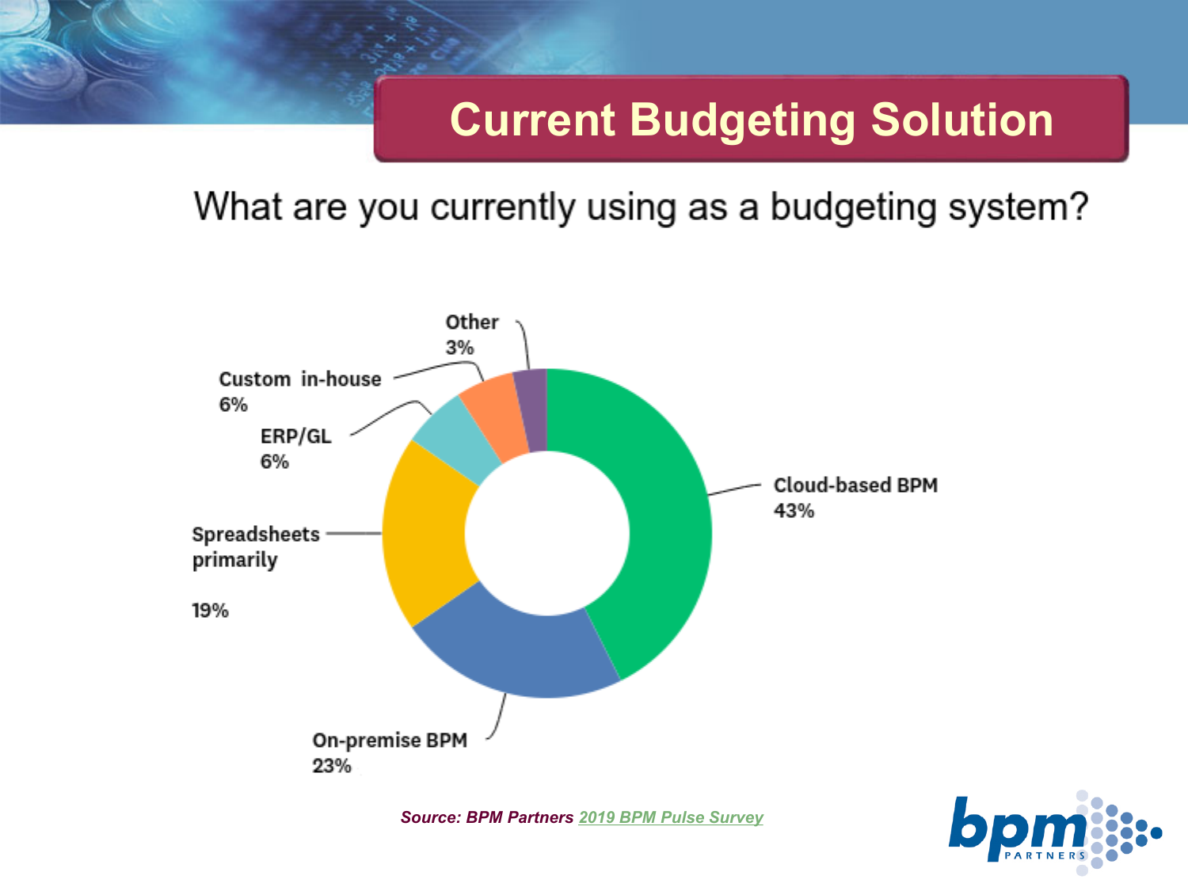# Current Budgeting Solution

What are you currently using as a budgeting system?

| Response | Percentage |
|---|---|
| Cloud-based BPM | 43% |
| On-premise BPM | 23% |
| Spreadsheets primarily | 19% |
| ERP/GL | 6% |
| Custom in-house | 6% |
| Other | 3% |

*Source: BPM Partners 2019 BPM Pulse Survey*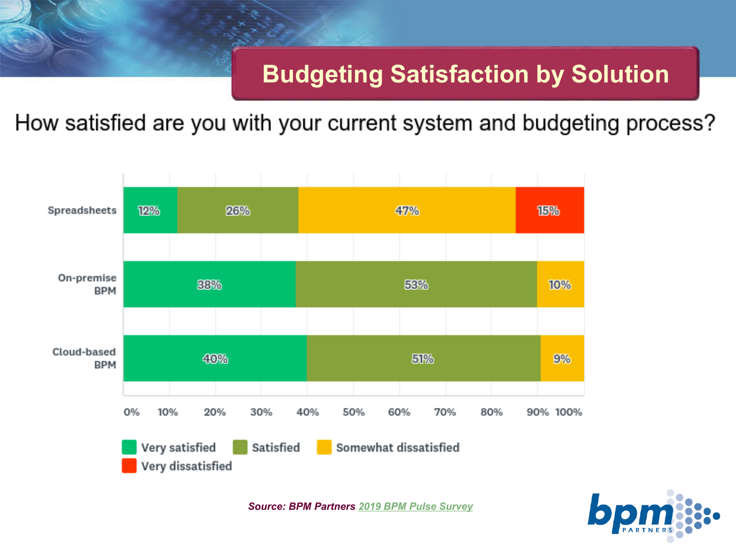# Budgeting Satisfaction by Solution

How satisfied are you with your current system and budgeting process?

| | Very satisfied | Satisfied | Somewhat dissatisfied | Very dissatisfied |
|---|---|---|---|---|
| Spreadsheets | 12% | 26% | 47% | 15% |
| On-premise BPM | 38% | 53% | 10% | |
| Cloud-based BPM | 40% | 51% | 9% | |

*Source: BPM Partners [2019 BPM Pulse Survey]*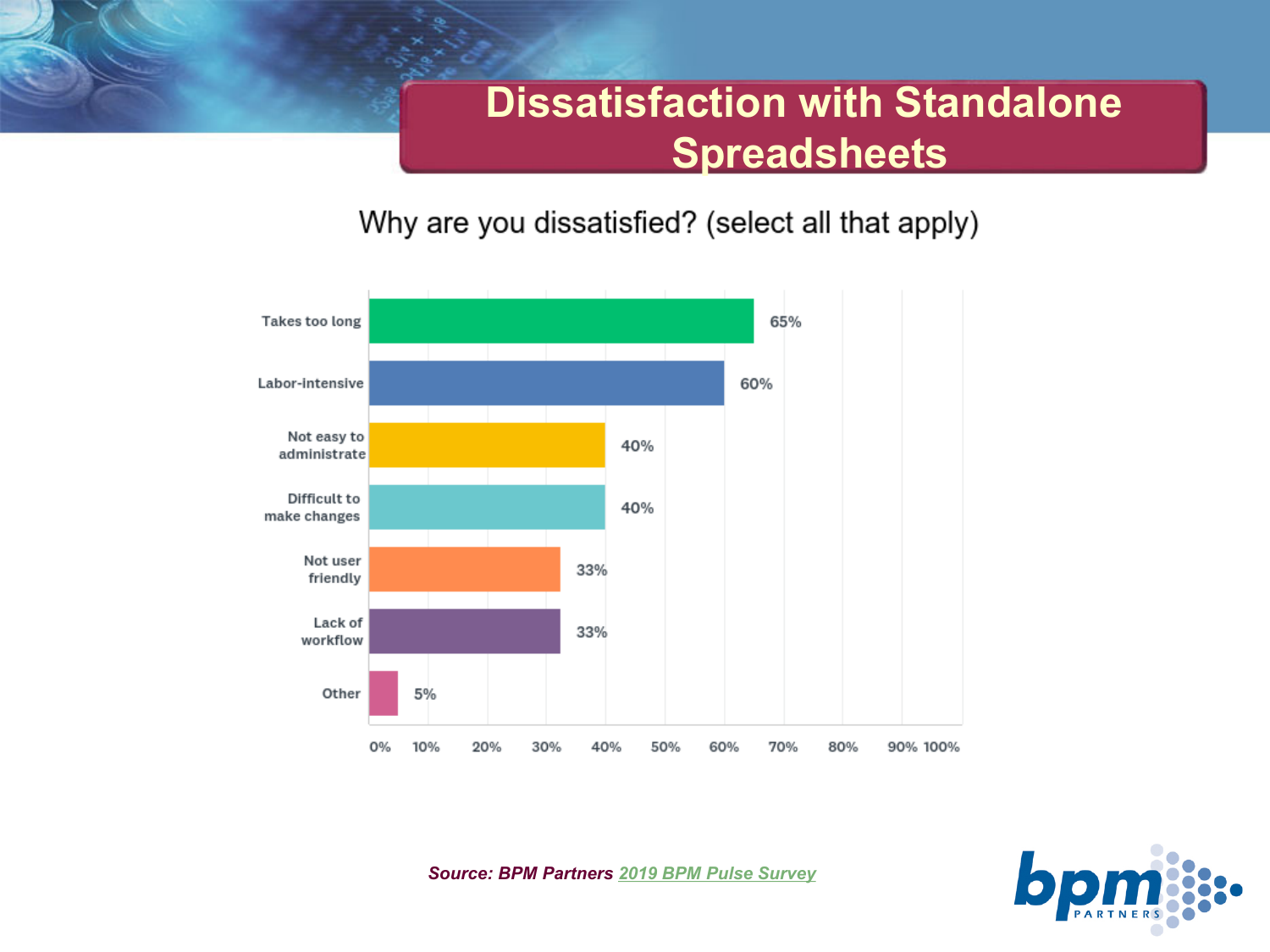# Dissatisfaction with Standalone Spreadsheets

Why are you dissatisfied? (select all that apply)

| Reason | Percentage |
|---|---|
| Takes too long | 65% |
| Labor-intensive | 60% |
| Not easy to administrate | 40% |
| Difficult to make changes | 40% |
| Not user friendly | 33% |
| Lack of workflow | 33% |
| Other | 5% |

*Source: BPM Partners 2019 BPM Pulse Survey*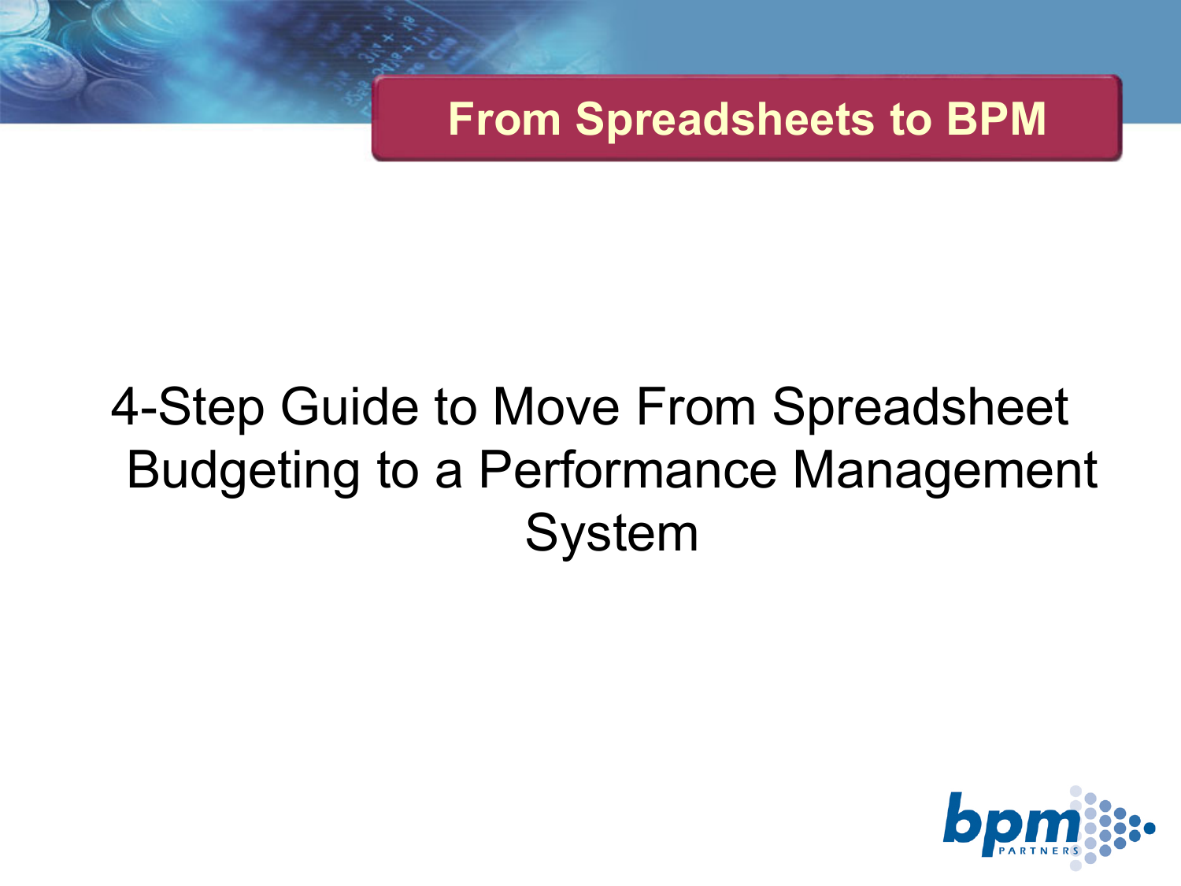# From Spreadsheets to BPM

4-Step Guide to Move From Spreadsheet Budgeting to a Performance Management System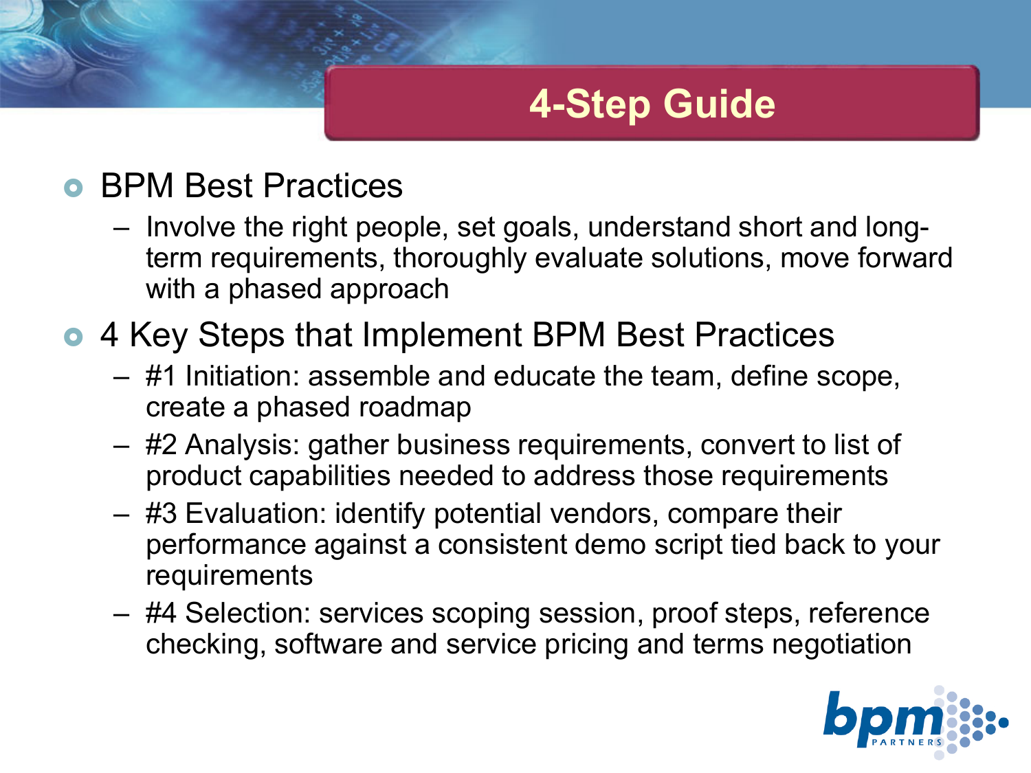# 4-Step Guide

- BPM Best Practices
  - Involve the right people, set goals, understand short and long-term requirements, thoroughly evaluate solutions, move forward with a phased approach
- 4 Key Steps that Implement BPM Best Practices
  - #1 Initiation: assemble and educate the team, define scope, create a phased roadmap
  - #2 Analysis: gather business requirements, convert to list of product capabilities needed to address those requirements
  - #3 Evaluation: identify potential vendors, compare their performance against a consistent demo script tied back to your requirements
  - #4 Selection: services scoping session, proof steps, reference checking, software and service pricing and terms negotiation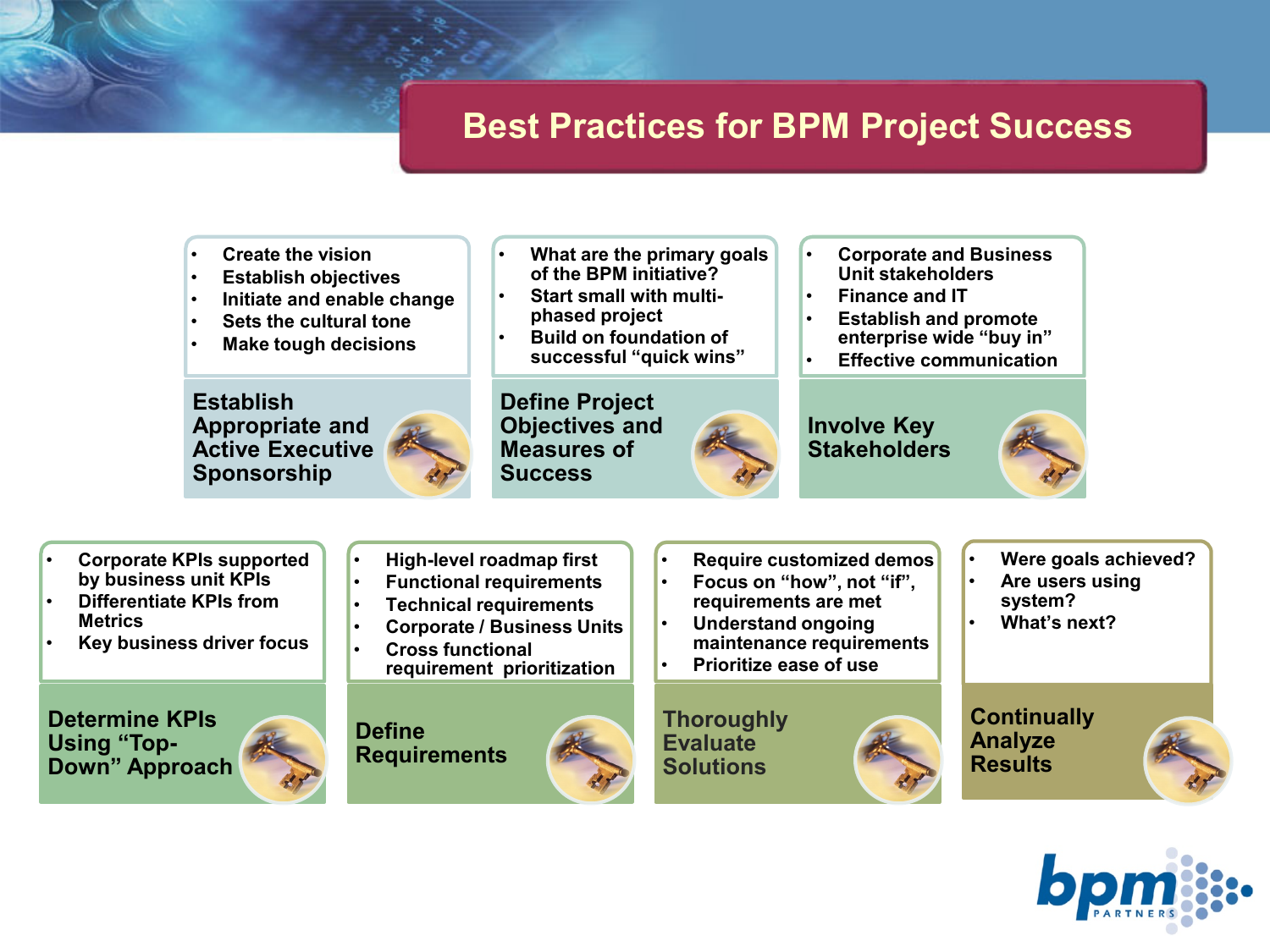# Best Practices for BPM Project Success

### Establish Appropriate and Active Executive Sponsorship

- Create the vision
- Establish objectives
- Initiate and enable change
- Sets the cultural tone
- Make tough decisions

### Define Project Objectives and Measures of Success

- What are the primary goals of the BPM initiative?
- Start small with multi-phased project
- Build on foundation of successful "quick wins"

### Involve Key Stakeholders

- Corporate and Business Unit stakeholders
- Finance and IT
- Establish and promote enterprise wide "buy in"
- Effective communication

### Determine KPIs Using "Top-Down" Approach

- Corporate KPIs supported by business unit KPIs
- Differentiate KPIs from Metrics
- Key business driver focus

### Define Requirements

- High-level roadmap first
- Functional requirements
- Technical requirements
- Corporate / Business Units
- Cross functional requirement prioritization

### Thoroughly Evaluate Solutions

- Require customized demos
- Focus on "how", not "if", requirements are met
- Understand ongoing maintenance requirements
- Prioritize ease of use

### Continually Analyze Results

- Were goals achieved?
- Are users using system?
- What's next?

bpm PARTNERS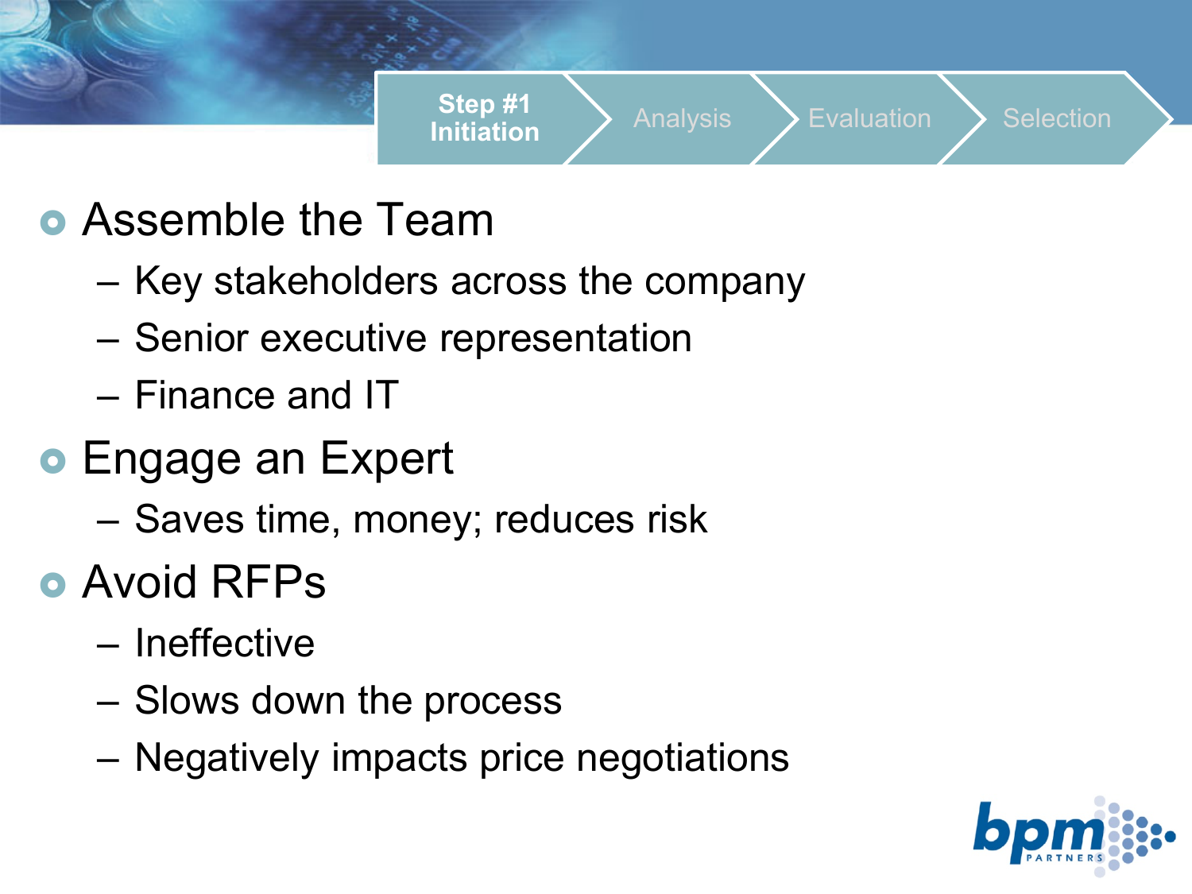**Step #1 Initiation** | Analysis | Evaluation | Selection

- Assemble the Team
  - Key stakeholders across the company
  - Senior executive representation
  - Finance and IT
- Engage an Expert
  - Saves time, money; reduces risk
- Avoid RFPs
  - Ineffective
  - Slows down the process
  - Negatively impacts price negotiations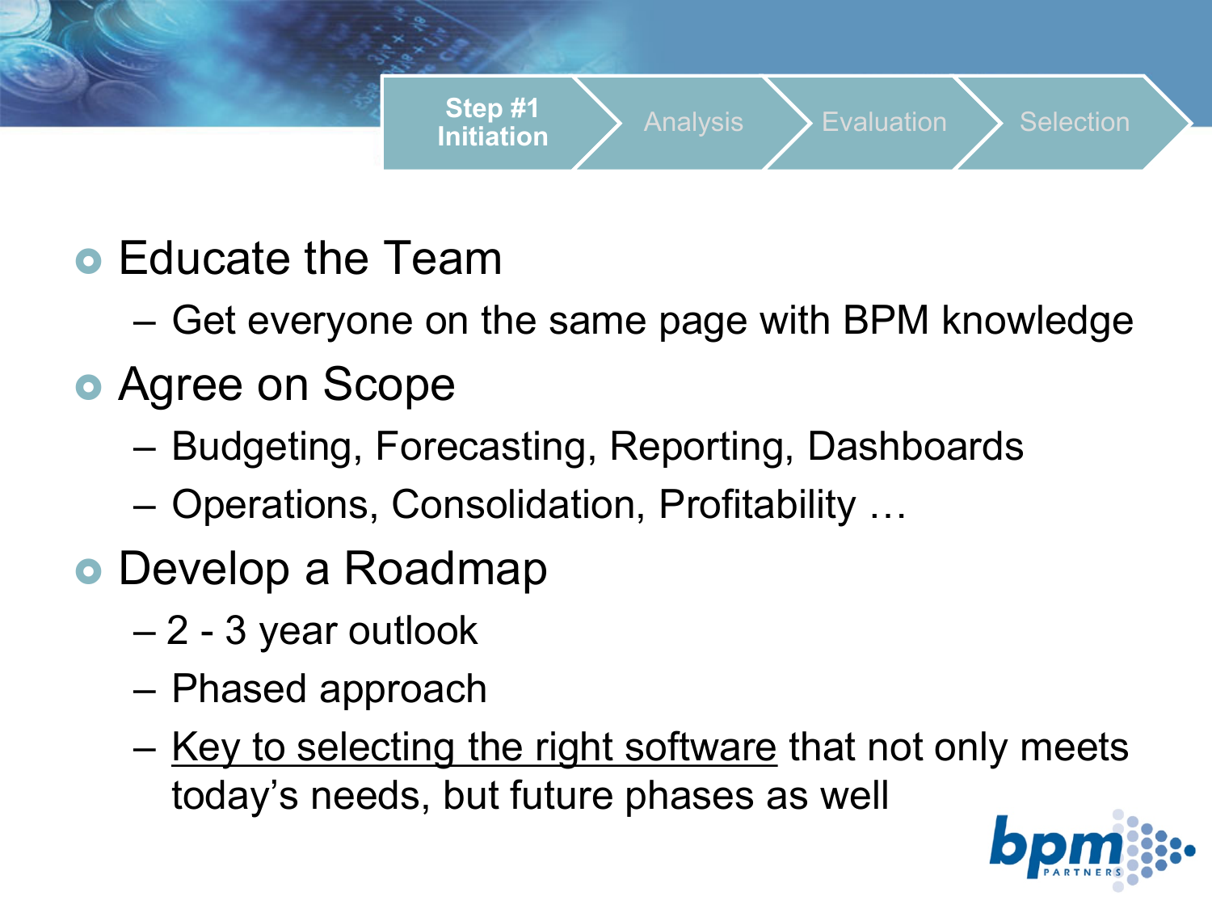**Step #1 Initiation** → Analysis → Evaluation → Selection

- Educate the Team
  - Get everyone on the same page with BPM knowledge
- Agree on Scope
  - Budgeting, Forecasting, Reporting, Dashboards
  - Operations, Consolidation, Profitability …
- Develop a Roadmap
  - 2 - 3 year outlook
  - Phased approach
  - <u>Key to selecting the right software</u> that not only meets today's needs, but future phases as well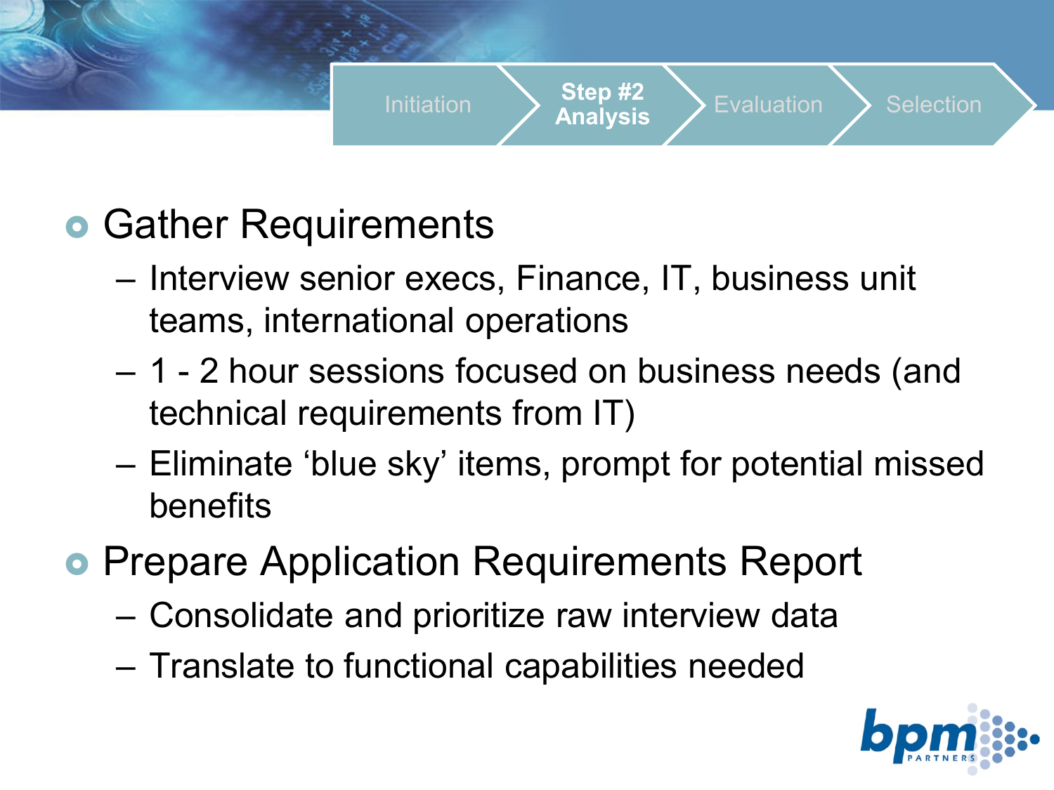Initiation | **Step #2 Analysis** | Evaluation | Selection

- Gather Requirements
  - Interview senior execs, Finance, IT, business unit teams, international operations
  - 1 - 2 hour sessions focused on business needs (and technical requirements from IT)
  - Eliminate 'blue sky' items, prompt for potential missed benefits
- Prepare Application Requirements Report
  - Consolidate and prioritize raw interview data
  - Translate to functional capabilities needed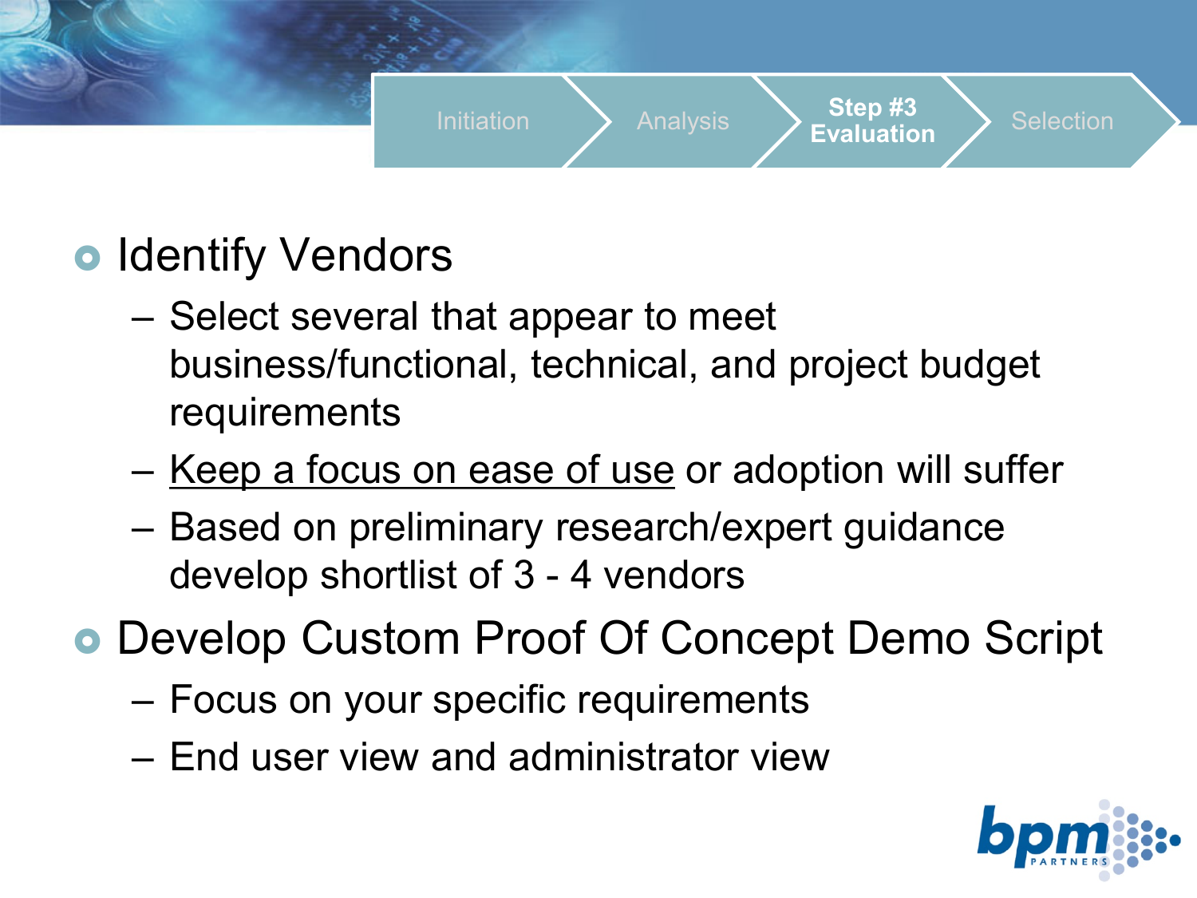Initiation | Analysis | **Step #3 Evaluation** | Selection

- Identify Vendors
  - Select several that appear to meet business/functional, technical, and project budget requirements
  - <u>Keep a focus on ease of use</u> or adoption will suffer
  - Based on preliminary research/expert guidance develop shortlist of 3 - 4 vendors
- Develop Custom Proof Of Concept Demo Script
  - Focus on your specific requirements
  - End user view and administrator view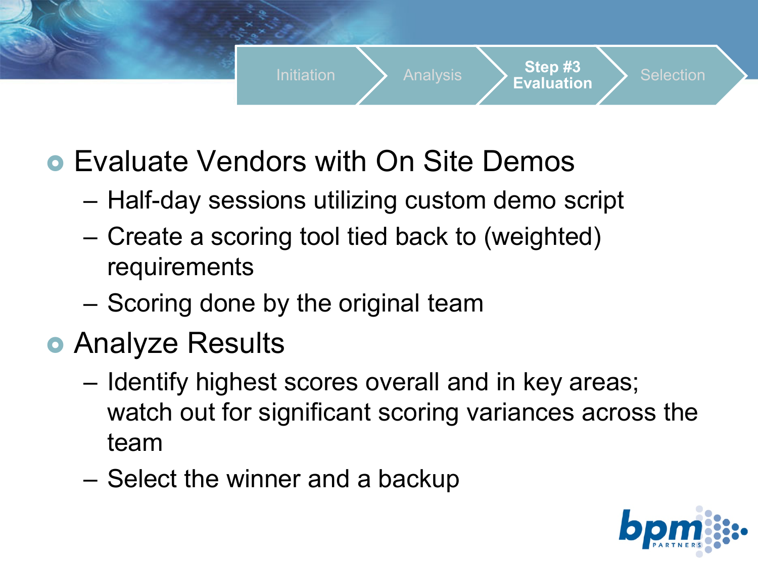Initiation | Analysis | **Step #3 Evaluation** | Selection

- Evaluate Vendors with On Site Demos
  - Half-day sessions utilizing custom demo script
  - Create a scoring tool tied back to (weighted) requirements
  - Scoring done by the original team
- Analyze Results
  - Identify highest scores overall and in key areas; watch out for significant scoring variances across the team
  - Select the winner and a backup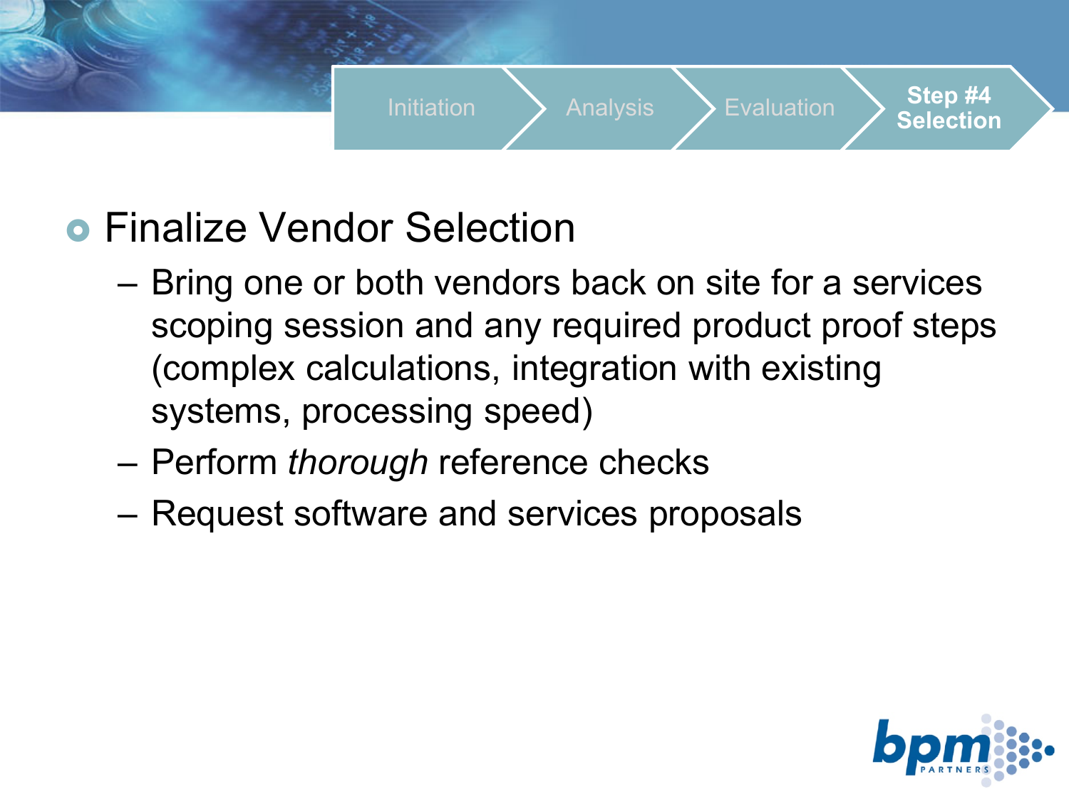Initiation → Analysis → Evaluation → **Step #4 Selection**

- Finalize Vendor Selection
  - Bring one or both vendors back on site for a services scoping session and any required product proof steps (complex calculations, integration with existing systems, processing speed)
  - Perform *thorough* reference checks
  - Request software and services proposals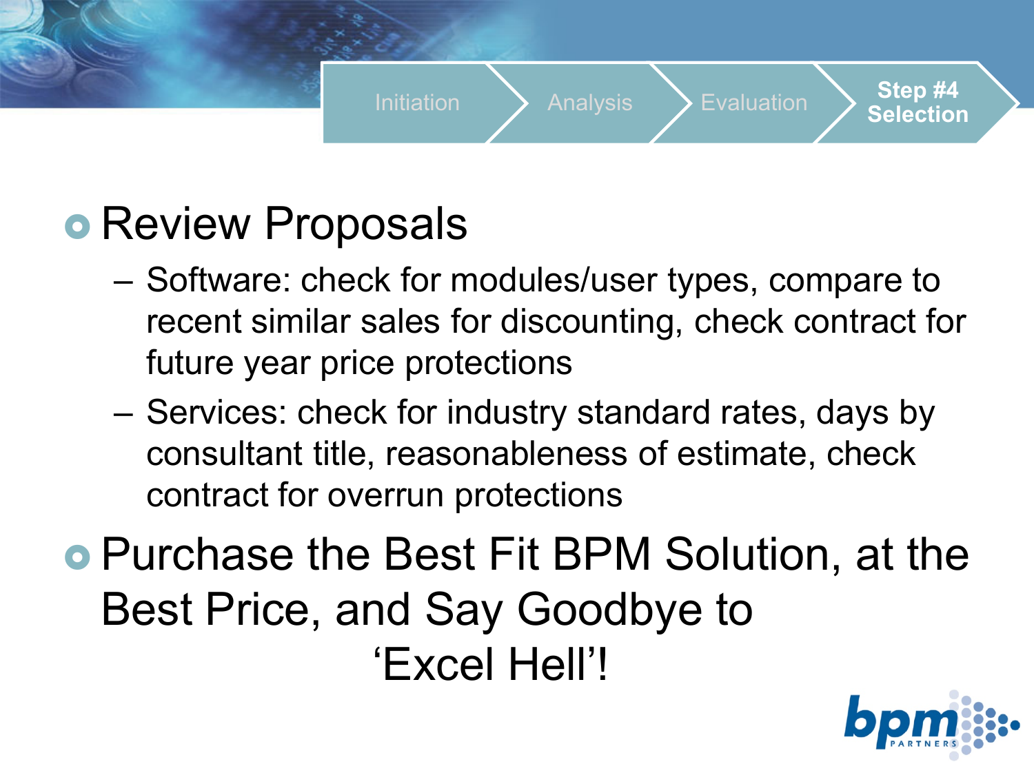Initiation → Analysis → Evaluation → **Step #4 Selection**

- Review Proposals
  - Software: check for modules/user types, compare to recent similar sales for discounting, check contract for future year price protections
  - Services: check for industry standard rates, days by consultant title, reasonableness of estimate, check contract for overrun protections
- Purchase the Best Fit BPM Solution, at the Best Price, and Say Goodbye to ‘Excel Hell’!

bpm PARTNERS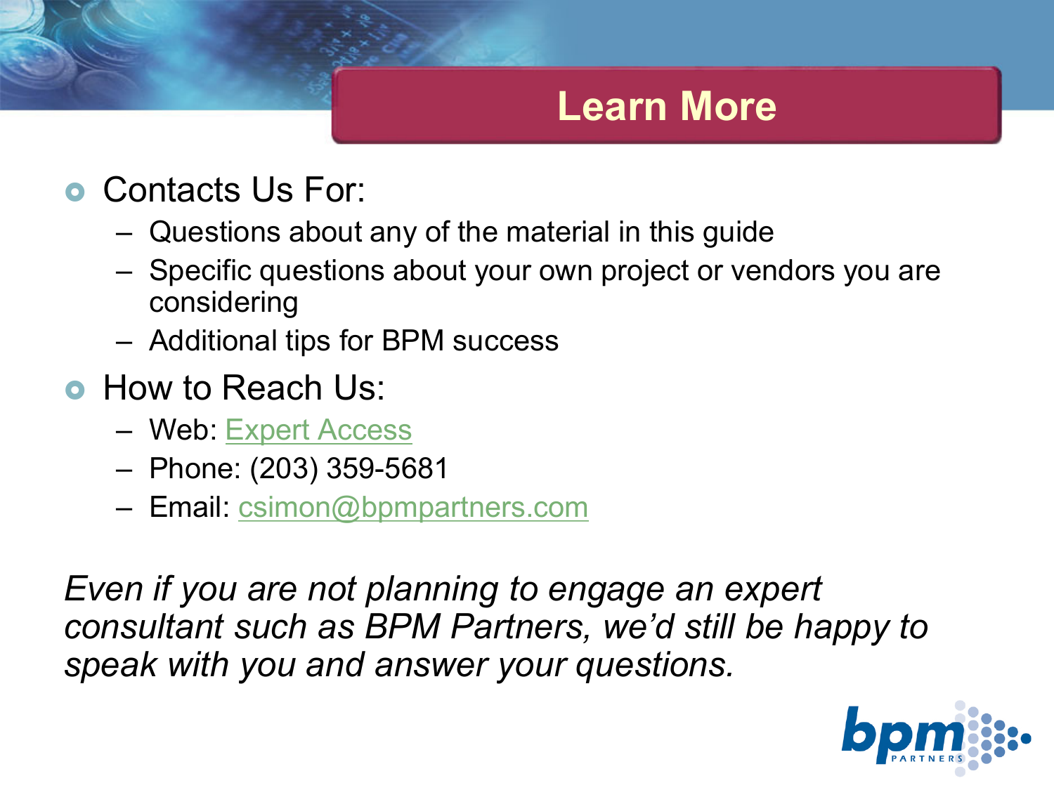# Learn More

- Contacts Us For:
  - Questions about any of the material in this guide
  - Specific questions about your own project or vendors you are considering
  - Additional tips for BPM success
- How to Reach Us:
  - Web: Expert Access
  - Phone: (203) 359-5681
  - Email: csimon@bpmpartners.com

*Even if you are not planning to engage an expert consultant such as BPM Partners, we'd still be happy to speak with you and answer your questions.*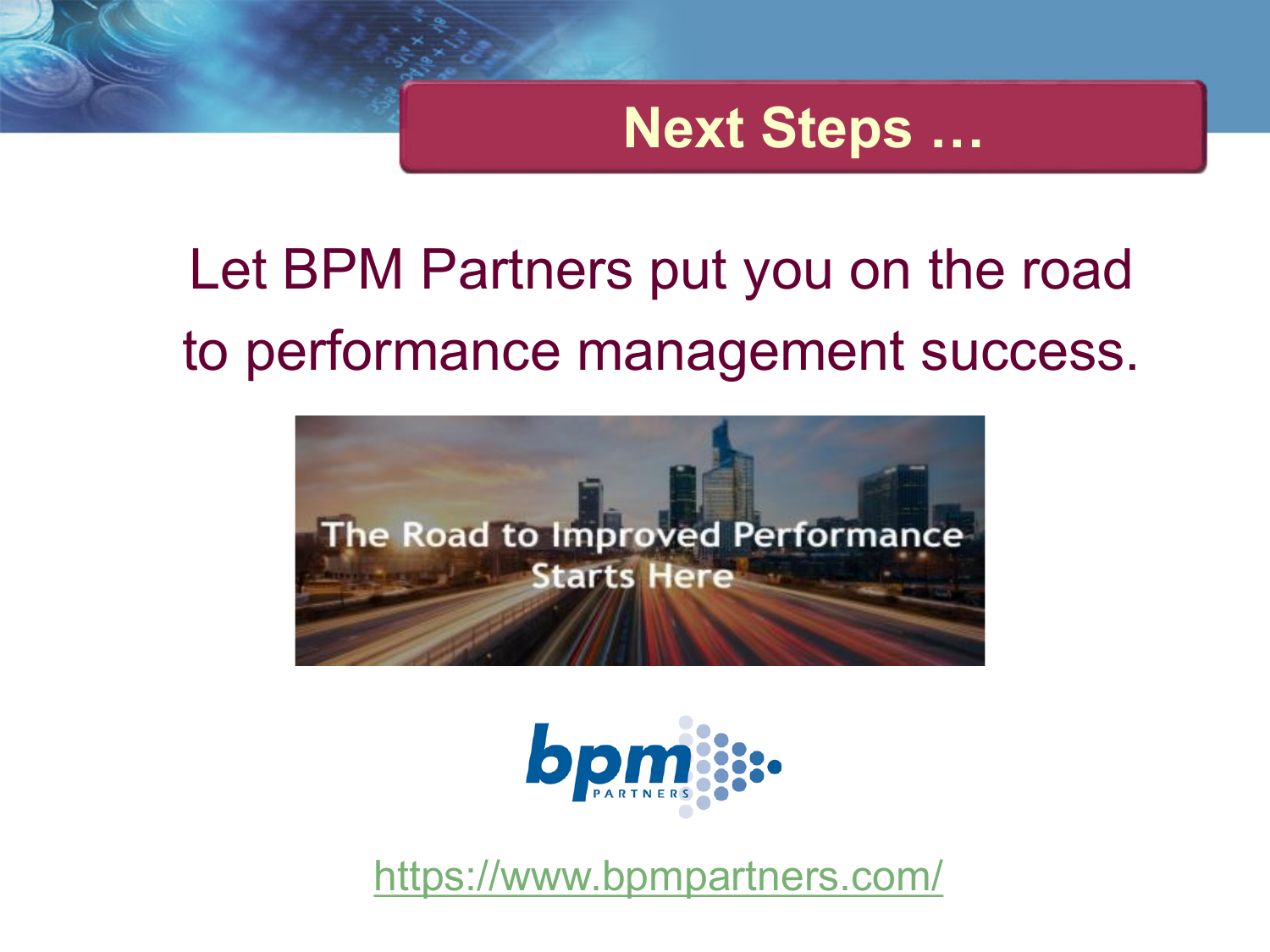# Next Steps …

Let BPM Partners put you on the road to performance management success.

The Road to Improved Performance Starts Here

bpm PARTNERS

https://www.bpmpartners.com/